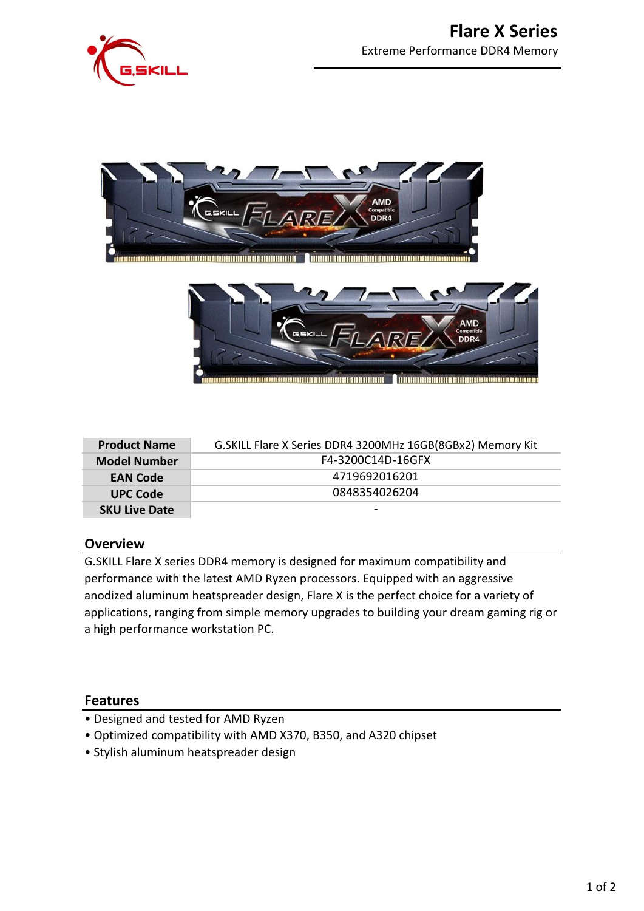# Flare X Series

Extreme Performance DDR4 Memory

| Product Name | G.SKILL Flare X Series DDR4 3200MHz 16GB(8GBx2) Memory Kit |
|---|---|
| Model Number | F4-3200C14D-16GFX |
| EAN Code | 4719692016201 |
| UPC Code | 0848354026204 |
| SKU Live Date | - |

## Overview

G.SKILL Flare X series DDR4 memory is designed for maximum compatibility and performance with the latest AMD Ryzen processors. Equipped with an aggressive anodized aluminum heatspreader design, Flare X is the perfect choice for a variety of applications, ranging from simple memory upgrades to building your dream gaming rig or a high performance workstation PC.

## Features

- Designed and tested for AMD Ryzen
- Optimized compatibility with AMD X370, B350, and A320 chipset
- Stylish aluminum heatspreader design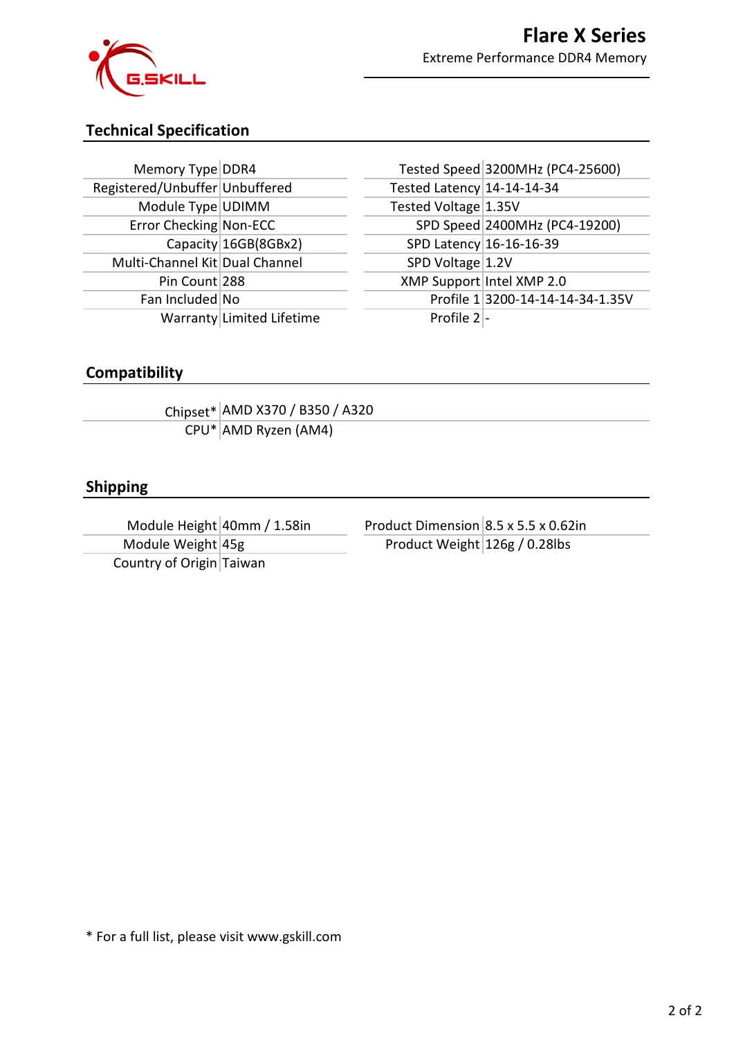# Flare X Series

Extreme Performance DDR4 Memory

## Technical Specification

| | |
|---|---|
| Memory Type | DDR4 |
| Registered/Unbuffer | Unbuffered |
| Module Type | UDIMM |
| Error Checking | Non-ECC |
| Capacity | 16GB(8GBx2) |
| Multi-Channel Kit | Dual Channel |
| Pin Count | 288 |
| Fan Included | No |
| Warranty | Limited Lifetime |

| | |
|---|---|
| Tested Speed | 3200MHz (PC4-25600) |
| Tested Latency | 14-14-14-34 |
| Tested Voltage | 1.35V |
| SPD Speed | 2400MHz (PC4-19200) |
| SPD Latency | 16-16-16-39 |
| SPD Voltage | 1.2V |
| XMP Support | Intel XMP 2.0 |
| Profile 1 | 3200-14-14-14-34-1.35V |
| Profile 2 | - |

## Compatibility

| | |
|---|---|
| Chipset* | AMD X370 / B350 / A320 |
| CPU* | AMD Ryzen (AM4) |

## Shipping

| | |
|---|---|
| Module Height | 40mm / 1.58in |
| Module Weight | 45g |
| Country of Origin | Taiwan |

| | |
|---|---|
| Product Dimension | 8.5 x 5.5 x 0.62in |
| Product Weight | 126g / 0.28lbs |

* For a full list, please visit www.gskill.com